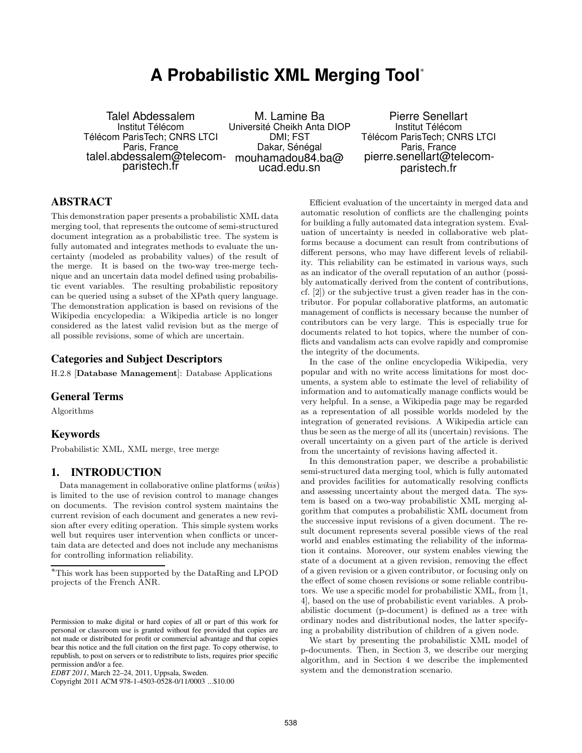# A Probabilistic XML Merging Tool*

Talel Abdessalem
Institut Télécom
Télécom ParisTech; CNRS LTCI
Paris, France
talel.abdessalem@telecom-paristech.fr

M. Lamine Ba
Université Cheikh Anta DIOP
DMI; FST
Dakar, Sénégal
mouhamadou84.ba@ucad.edu.sn

Pierre Senellart
Institut Télécom
Télécom ParisTech; CNRS LTCI
Paris, France
pierre.senellart@telecom-paristech.fr

## ABSTRACT

This demonstration paper presents a probabilistic XML data merging tool, that represents the outcome of semi-structured document integration as a probabilistic tree. The system is fully automated and integrates methods to evaluate the uncertainty (modeled as probability values) of the result of the merge. It is based on the two-way tree-merge technique and an uncertain data model defined using probabilistic event variables. The resulting probabilistic repository can be queried using a subset of the XPath query language. The demonstration application is based on revisions of the Wikipedia encyclopedia: a Wikipedia article is no longer considered as the latest valid revision but as the merge of all possible revisions, some of which are uncertain.

## Categories and Subject Descriptors

H.2.8 [**Database Management**]: Database Applications

## General Terms

Algorithms

## Keywords

Probabilistic XML, XML merge, tree merge

## 1. INTRODUCTION

Data management in collaborative online platforms (*wikis*) is limited to the use of revision control to manage changes on documents. The revision control system maintains the current revision of each document and generates a new revision after every editing operation. This simple system works well but requires user intervention when conflicts or uncertain data are detected and does not include any mechanisms for controlling information reliability.

*This work has been supported by the DataRing and LPOD projects of the French ANR.

Permission to make digital or hard copies of all or part of this work for personal or classroom use is granted without fee provided that copies are not made or distributed for profit or commercial advantage and that copies bear this notice and the full citation on the first page. To copy otherwise, to republish, to post on servers or to redistribute to lists, requires prior specific permission and/or a fee.
*EDBT 2011*, March 22–24, 2011, Uppsala, Sweden.
Copyright 2011 ACM 978-1-4503-0528-0/11/0003 ...$10.00

Efficient evaluation of the uncertainty in merged data and automatic resolution of conflicts are the challenging points for building a fully automated data integration system. Evaluation of uncertainty is needed in collaborative web platforms because a document can result from contributions of different persons, who may have different levels of reliability. This reliability can be estimated in various ways, such as an indicator of the overall reputation of an author (possibly automatically derived from the content of contributions, cf. [2]) or the subjective trust a given reader has in the contributor. For popular collaborative platforms, an automatic management of conflicts is necessary because the number of contributors can be very large. This is especially true for documents related to hot topics, where the number of conflicts and vandalism acts can evolve rapidly and compromise the integrity of the documents.

In the case of the online encyclopedia Wikipedia, very popular and with no write access limitations for most documents, a system able to estimate the level of reliability of information and to automatically manage conflicts would be very helpful. In a sense, a Wikipedia page may be regarded as a representation of all possible worlds modeled by the integration of generated revisions. A Wikipedia article can thus be seen as the merge of all its (uncertain) revisions. The overall uncertainty on a given part of the article is derived from the uncertainty of revisions having affected it.

In this demonstration paper, we describe a probabilistic semi-structured data merging tool, which is fully automated and provides facilities for automatically resolving conflicts and assessing uncertainty about the merged data. The system is based on a two-way probabilistic XML merging algorithm that computes a probabilistic XML document from the successive input revisions of a given document. The result document represents several possible views of the real world and enables estimating the reliability of the information it contains. Moreover, our system enables viewing the state of a document at a given revision, removing the effect of a given revision or a given contributor, or focusing only on the effect of some chosen revisions or some reliable contributors. We use a specific model for probabilistic XML, from [1, 4], based on the use of probabilistic event variables. A probabilistic document (p-document) is defined as a tree with ordinary nodes and distributional nodes, the latter specifying a probability distribution of children of a given node.

We start by presenting the probabilistic XML model of p-documents. Then, in Section 3, we describe our merging algorithm, and in Section 4 we describe the implemented system and the demonstration scenario.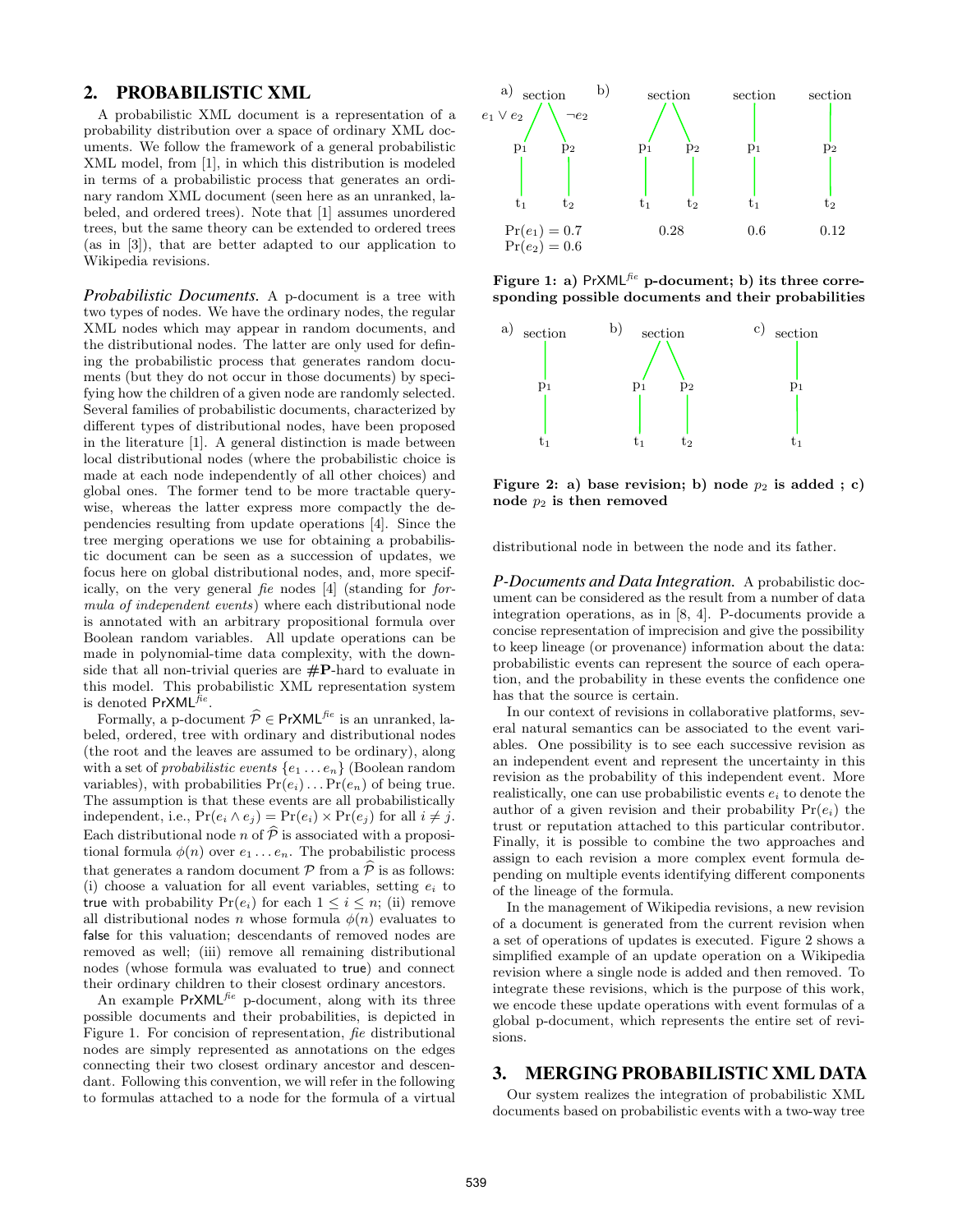## 2. PROBABILISTIC XML

A probabilistic XML document is a representation of a probability distribution over a space of ordinary XML documents. We follow the framework of a general probabilistic XML model, from [1], in which this distribution is modeled in terms of a probabilistic process that generates an ordinary random XML document (seen here as an unranked, labeled, and ordered trees). Note that [1] assumes unordered trees, but the same theory can be extended to ordered trees (as in [3]), that are better adapted to our application to Wikipedia revisions.

***Probabilistic Documents.*** A p-document is a tree with two types of nodes. We have the ordinary nodes, the regular XML nodes which may appear in random documents, and the distributional nodes. The latter are only used for defining the probabilistic process that generates random documents (but they do not occur in those documents) by specifying how the children of a given node are randomly selected. Several families of probabilistic documents, characterized by different types of distributional nodes, have been proposed in the literature [1]. A general distinction is made between local distributional nodes (where the probabilistic choice is made at each node independently of all other choices) and global ones. The former tend to be more tractable query-wise, whereas the latter express more compactly the dependencies resulting from update operations [4]. Since the tree merging operations we use for obtaining a probabilistic document can be seen as a succession of updates, we focus here on global distributional nodes, and, more specifically, on the very general *fie* nodes [4] (standing for *formula of independent events*) where each distributional node is annotated with an arbitrary propositional formula over Boolean random variables. All update operations can be made in polynomial-time data complexity, with the downside that all non-trivial queries are **#P**-hard to evaluate in this model. This probabilistic XML representation system is denoted $\mathsf{PrXML}^{fie}$.

Formally, a p-document $\widehat{\mathcal{P}} \in \mathsf{PrXML}^{fie}$ is an unranked, labeled, ordered, tree with ordinary and distributional nodes (the root and the leaves are assumed to be ordinary), along with a set of *probabilistic events* $\{e_1 \dots e_n\}$ (Boolean random variables), with probabilities $\Pr(e_i) \dots \Pr(e_n)$ of being true. The assumption is that these events are all probabilistically independent, i.e., $\Pr(e_i \wedge e_j) = \Pr(e_i) \times \Pr(e_j)$ for all $i \neq j$. Each distributional node $n$ of $\widehat{\mathcal{P}}$ is associated with a propositional formula $\phi(n)$ over $e_1 \dots e_n$. The probabilistic process that generates a random document $\mathcal{P}$ from a $\widehat{\mathcal{P}}$ is as follows: (i) choose a valuation for all event variables, setting $e_i$ to true with probability $\Pr(e_i)$ for each $1 \leq i \leq n$; (ii) remove all distributional nodes $n$ whose formula $\phi(n)$ evaluates to false for this valuation; descendants of removed nodes are removed as well; (iii) remove all remaining distributional nodes (whose formula was evaluated to true) and connect their ordinary children to their closest ordinary ancestors.

An example $\mathsf{PrXML}^{fie}$ p-document, along with its three possible documents and their probabilities, is depicted in Figure 1. For concision of representation, *fie* distributional nodes are simply represented as annotations on the edges connecting their two closest ordinary ancestor and descendant. Following this convention, we will refer in the following to formulas attached to a node for the formula of a virtual distributional node in between the node and its father.

**Figure 1: a) $\mathsf{PrXML}^{fie}$ p-document; b) its three corresponding possible documents and their probabilities**

**Figure 2: a) base revision; b) node $p_2$ is added ; c) node $p_2$ is then removed**

***P-Documents and Data Integration.*** A probabilistic document can be considered as the result from a number of data integration operations, as in [8, 4]. P-documents provide a concise representation of imprecision and give the possibility to keep lineage (or provenance) information about the data: probabilistic events can represent the source of each operation, and the probability in these events the confidence one has that the source is certain.

In our context of revisions in collaborative platforms, several natural semantics can be associated to the event variables. One possibility is to see each successive revision as an independent event and represent the uncertainty in this revision as the probability of this independent event. More realistically, one can use probabilistic events $e_i$ to denote the author of a given revision and their probability $\Pr(e_i)$ the trust or reputation attached to this particular contributor. Finally, it is possible to combine the two approaches and assign to each revision a more complex event formula depending on multiple events identifying different components of the lineage of the formula.

In the management of Wikipedia revisions, a new revision of a document is generated from the current revision when a set of operations of updates is executed. Figure 2 shows a simplified example of an update operation on a Wikipedia revision where a single node is added and then removed. To integrate these revisions, which is the purpose of this work, we encode these update operations with event formulas of a global p-document, which represents the entire set of revisions.

## 3. MERGING PROBABILISTIC XML DATA

Our system realizes the integration of probabilistic XML documents based on probabilistic events with a two-way tree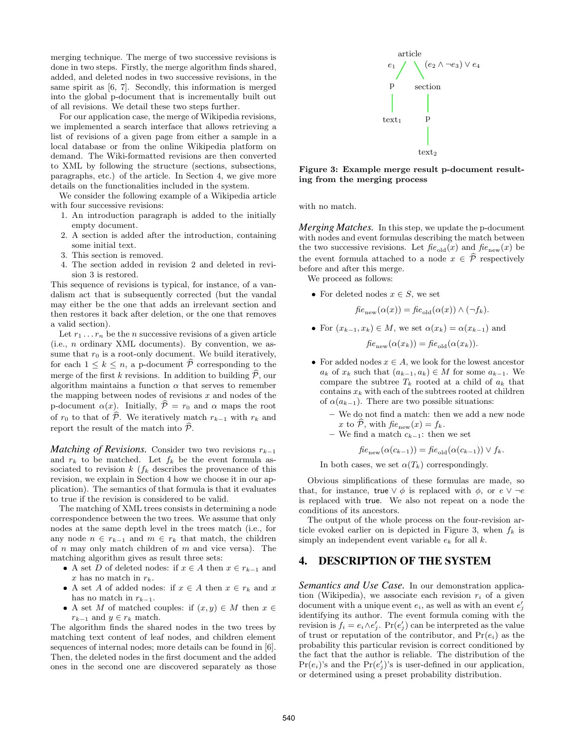merging technique. The merge of two successive revisions is done in two steps. Firstly, the merge algorithm finds shared, added, and deleted nodes in two successive revisions, in the same spirit as [6, 7]. Secondly, this information is merged into the global p-document that is incrementally built out of all revisions. We detail these two steps further.

For our application case, the merge of Wikipedia revisions, we implemented a search interface that allows retrieving a list of revisions of a given page from either a sample in a local database or from the online Wikipedia platform on demand. The Wiki-formatted revisions are then converted to XML by following the structure (sections, subsections, paragraphs, etc.) of the article. In Section 4, we give more details on the functionalities included in the system.

We consider the following example of a Wikipedia article with four successive revisions:

1. An introduction paragraph is added to the initially empty document.
2. A section is added after the introduction, containing some initial text.
3. This section is removed.
4. The section added in revision 2 and deleted in revision 3 is restored.

This sequence of revisions is typical, for instance, of a vandalism act that is subsequently corrected (but the vandal may either be the one that adds an irrelevant section and then restores it back after deletion, or the one that removes a valid section).

Let $r_1 \dots r_n$ be the $n$ successive revisions of a given article (i.e., $n$ ordinary XML documents). By convention, we assume that $r_0$ is a root-only document. We build iteratively, for each $1 \le k \le n$, a p-document $\widehat{\mathcal{P}}$ corresponding to the merge of the first $k$ revisions. In addition to building $\widehat{\mathcal{P}}$, our algorithm maintains a function $\alpha$ that serves to remember the mapping between nodes of revisions $x$ and nodes of the p-document $\alpha(x)$. Initially, $\widehat{\mathcal{P}} = r_0$ and $\alpha$ maps the root of $r_0$ to that of $\widehat{\mathcal{P}}$. We iteratively match $r_{k-1}$ with $r_k$ and report the result of the match into $\widehat{\mathcal{P}}$.

***Matching of Revisions.*** Consider two two revisions $r_{k-1}$ and $r_k$ to be matched. Let $f_k$ be the event formula associated to revision $k$ ($f_k$ describes the provenance of this revision, we explain in Section 4 how we choose it in our application). The semantics of that formula is that it evaluates to true if the revision is considered to be valid.

The matching of XML trees consists in determining a node correspondence between the two trees. We assume that only nodes at the same depth level in the trees match (i.e., for any node $n \in r_{k-1}$ and $m \in r_k$ that match, the children of $n$ may only match children of $m$ and vice versa). The matching algorithm gives as result three sets:

- A set $D$ of deleted nodes: if $x \in A$ then $x \in r_{k-1}$ and $x$ has no match in $r_k$.
- A set $A$ of added nodes: if $x \in A$ then $x \in r_k$ and $x$ has no match in $r_{k-1}$.
- A set $M$ of matched couples: if $(x, y) \in M$ then $x \in r_{k-1}$ and $y \in r_k$ match.

The algorithm finds the shared nodes in the two trees by matching text content of leaf nodes, and children element sequences of internal nodes; more details can be found in [6]. Then, the deleted nodes in the first document and the added ones in the second one are discovered separately as those with no match.

**Figure 3: Example merge result p-document resulting from the merging process**

***Merging Matches.*** In this step, we update the p-document with nodes and event formulas describing the match between the two successive revisions. Let $\mathit{fie}_{\mathrm{old}}(x)$ and $\mathit{fie}_{\mathrm{new}}(x)$ be the event formula attached to a node $x \in \widehat{\mathcal{P}}$ respectively before and after this merge.

We proceed as follows:

- For deleted nodes $x \in S$, we set
$$\mathit{fie}_{\mathrm{new}}(\alpha(x)) = \mathit{fie}_{\mathrm{old}}(\alpha(x)) \wedge (\neg f_k).$$
- For $(x_{k-1}, x_k) \in M$, we set $\alpha(x_k) = \alpha(x_{k-1})$ and
$$\mathit{fie}_{\mathrm{new}}(\alpha(x_k)) = \mathit{fie}_{\mathrm{old}}(\alpha(x_k)).$$
- For added nodes $x \in A$, we look for the lowest ancestor $a_k$ of $x_k$ such that $(a_{k-1}, a_k) \in M$ for some $a_{k-1}$. We compare the subtree $T_k$ rooted at a child of $a_k$ that contains $x_k$ with each of the subtrees rooted at children of $\alpha(a_{k-1})$. There are two possible situations:
  - We do not find a match: then we add a new node $x$ to $\widehat{\mathcal{P}}$, with $\mathit{fie}_{\mathrm{new}}(x) = f_k$.
  - We find a match $c_{k-1}$: then we set
  $$\mathit{fie}_{\mathrm{new}}(\alpha(c_{k-1})) = \mathit{fie}_{\mathrm{old}}(\alpha(c_{k-1})) \vee f_k.$$

  In both cases, we set $\alpha(T_k)$ correspondingly.

Obvious simplifications of these formulas are made, so that, for instance, true $\vee\, \phi$ is replaced with $\phi$, or $e \vee \neg e$ is replaced with true. We also not repeat on a node the conditions of its ancestors.

The output of the whole process on the four-revision article evoked earlier on is depicted in Figure 3, when $f_k$ is simply an independent event variable $e_k$ for all $k$.

## 4. DESCRIPTION OF THE SYSTEM

***Semantics and Use Case.*** In our demonstration application (Wikipedia), we associate each revision $r_i$ of a given document with a unique event $e_i$, as well as with an event $e'_j$ identifying its author. The event formula coming with the revision is $f_i = e_i \wedge e'_j$. $\Pr(e'_j)$ can be interpreted as the value of trust or reputation of the contributor, and $\Pr(e_i)$ as the probability this particular revision is correct conditioned by the fact that the author is reliable. The distribution of the $\Pr(e_i)$'s and the $\Pr(e'_j)$'s is user-defined in our application, or determined using a preset probability distribution.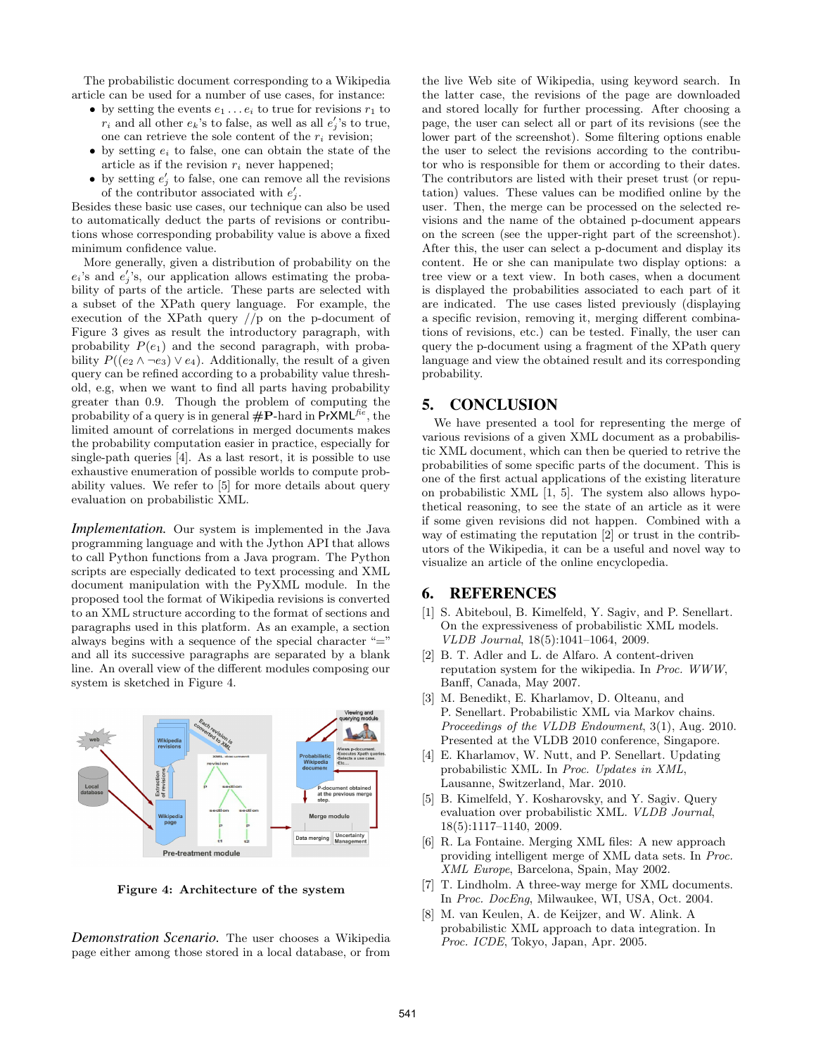The probabilistic document corresponding to a Wikipedia article can be used for a number of use cases, for instance:

- by setting the events $e_1 \dots e_i$ to true for revisions $r_1$ to $r_i$ and all other $e_k$'s to false, as well as all $e'_j$'s to true, one can retrieve the sole content of the $r_i$ revision;
- by setting $e_i$ to false, one can obtain the state of the article as if the revision $r_i$ never happened;
- by setting $e'_j$ to false, one can remove all the revisions of the contributor associated with $e'_j$.

Besides these basic use cases, our technique can also be used to automatically deduct the parts of revisions or contributions whose corresponding probability value is above a fixed minimum confidence value.

More generally, given a distribution of probability on the $e_i$'s and $e'_j$'s, our application allows estimating the probability of parts of the article. These parts are selected with a subset of the XPath query language. For example, the execution of the XPath query //p on the p-document of Figure 3 gives as result the introductory paragraph, with probability $P(e_1)$ and the second paragraph, with probability $P((e_2 \land \neg e_3) \lor e_4)$. Additionally, the result of a given query can be refined according to a probability value threshold, e.g, when we want to find all parts having probability greater than 0.9. Though the problem of computing the probability of a query is in general #**P**-hard in $\mathsf{PrXML}^{fie}$, the limited amount of correlations in merged documents makes the probability computation easier in practice, especially for single-path queries [4]. As a last resort, it is possible to use exhaustive enumeration of possible worlds to compute probability values. We refer to [5] for more details about query evaluation on probabilistic XML.

*Implementation.* Our system is implemented in the Java programming language and with the Jython API that allows to call Python functions from a Java program. The Python scripts are especially dedicated to text processing and XML document manipulation with the PyXML module. In the proposed tool the format of Wikipedia revisions is converted to an XML structure according to the format of sections and paragraphs used in this platform. As an example, a section always begins with a sequence of the special character "=" and all its successive paragraphs are separated by a blank line. An overall view of the different modules composing our system is sketched in Figure 4.

web
Local database
Wikipedia revisions
Each revision is converted to XML
Extraction of revisions
Wikipedia page
XML document
revision
p
section
section
section
p
p
t1
t2
Pre-treatment module
Viewing and querying module
Probabilistic Wikipedia document
•Views p-document
•Executes Xpath queries.
•Selects a use case.
•Etc...
P-document obtained at the previous merge step.
Merge module
Data merging
Uncertainty Management

**Figure 4: Architecture of the system**

*Demonstration Scenario.* The user chooses a Wikipedia page either among those stored in a local database, or from the live Web site of Wikipedia, using keyword search. In the latter case, the revisions of the page are downloaded and stored locally for further processing. After choosing a page, the user can select all or part of its revisions (see the lower part of the screenshot). Some filtering options enable the user to select the revisions according to the contributor who is responsible for them or according to their dates. The contributors are listed with their preset trust (or reputation) values. These values can be modified online by the user. Then, the merge can be processed on the selected revisions and the name of the obtained p-document appears on the screen (see the upper-right part of the screenshot). After this, the user can select a p-document and display its content. He or she can manipulate two display options: a tree view or a text view. In both cases, when a document is displayed the probabilities associated to each part of it are indicated. The use cases listed previously (displaying a specific revision, removing it, merging different combinations of revisions, etc.) can be tested. Finally, the user can query the p-document using a fragment of the XPath query language and view the obtained result and its corresponding probability.

## 5. CONCLUSION

We have presented a tool for representing the merge of various revisions of a given XML document as a probabilistic XML document, which can then be queried to retrive the probabilities of some specific parts of the document. This is one of the first actual applications of the existing literature on probabilistic XML [1, 5]. The system also allows hypothetical reasoning, to see the state of an article as it were if some given revisions did not happen. Combined with a way of estimating the reputation [2] or trust in the contributors of the Wikipedia, it can be a useful and novel way to visualize an article of the online encyclopedia.

## 6. REFERENCES

[1] S. Abiteboul, B. Kimelfeld, Y. Sagiv, and P. Senellart. On the expressiveness of probabilistic XML models. *VLDB Journal*, 18(5):1041–1064, 2009.

[2] B. T. Adler and L. de Alfaro. A content-driven reputation system for the wikipedia. In *Proc. WWW*, Banff, Canada, May 2007.

[3] M. Benedikt, E. Kharlamov, D. Olteanu, and P. Senellart. Probabilistic XML via Markov chains. *Proceedings of the VLDB Endowment*, 3(1), Aug. 2010. Presented at the VLDB 2010 conference, Singapore.

[4] E. Kharlamov, W. Nutt, and P. Senellart. Updating probabilistic XML. In *Proc. Updates in XML*, Lausanne, Switzerland, Mar. 2010.

[5] B. Kimelfeld, Y. Kosharovsky, and Y. Sagiv. Query evaluation over probabilistic XML. *VLDB Journal*, 18(5):1117–1140, 2009.

[6] R. La Fontaine. Merging XML files: A new approach providing intelligent merge of XML data sets. In *Proc. XML Europe*, Barcelona, Spain, May 2002.

[7] T. Lindholm. A three-way merge for XML documents. In *Proc. DocEng*, Milwaukee, WI, USA, Oct. 2004.

[8] M. van Keulen, A. de Keijzer, and W. Alink. A probabilistic XML approach to data integration. In *Proc. ICDE*, Tokyo, Japan, Apr. 2005.